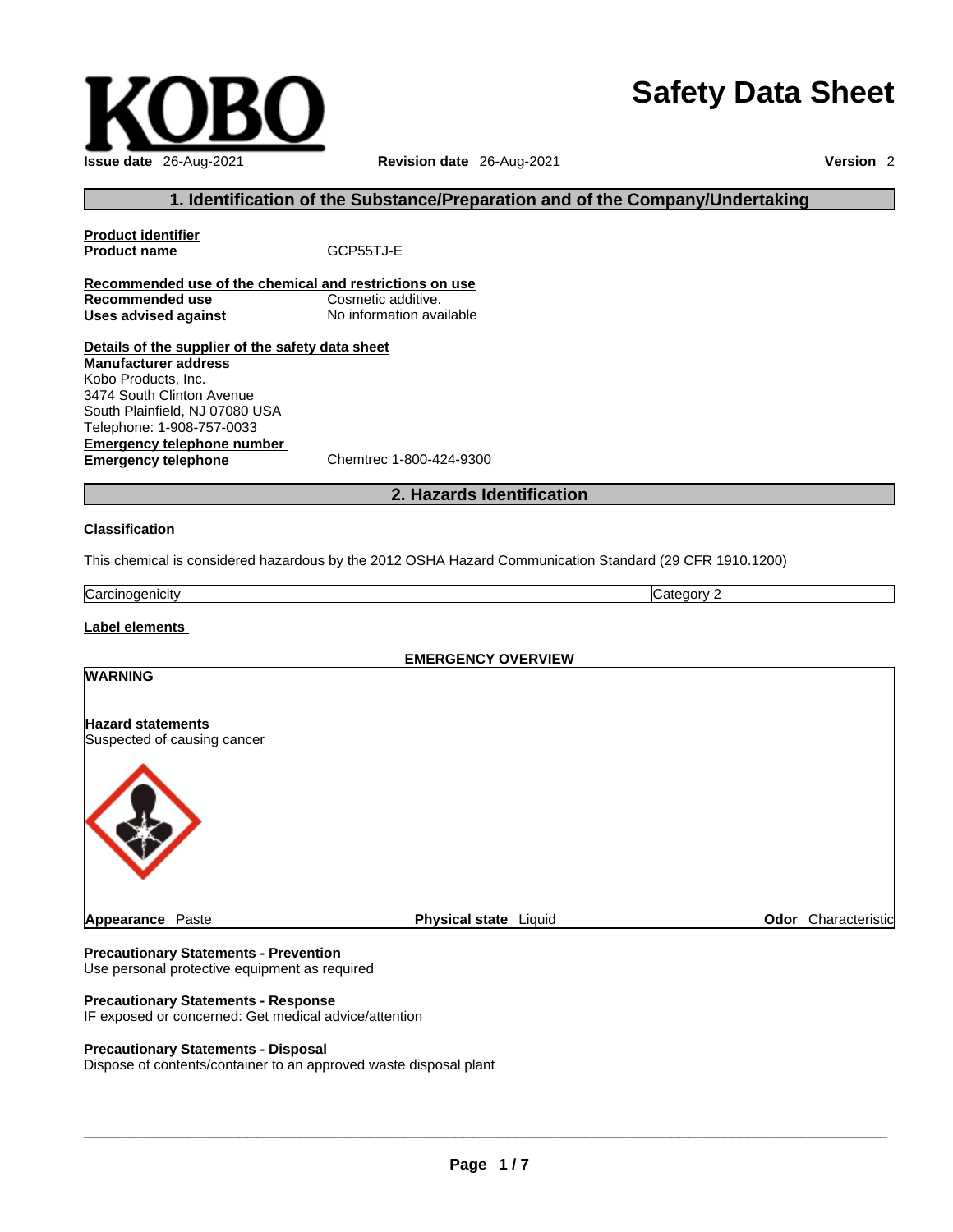# Safety Data Sheet

KOBO

**Issue date** 26-Aug-2021 **Revision date** 26-Aug-2021 **Version** 2

## 1. Identification of the Substance/Preparation and of the Company/Undertaking

**Product identifier**

**Product name** GCP55TJ-E

**Recommended use of the chemical and restrictions on use**

**Recommended use** Cosmetic additive.

**Uses advised against** No information available

**Details of the supplier of the safety data sheet**

**Manufacturer address**

Kobo Products, Inc.
3474 South Clinton Avenue
South Plainfield, NJ 07080 USA
Telephone: 1-908-757-0033

**Emergency telephone number**

**Emergency telephone** Chemtrec 1-800-424-9300

## 2. Hazards Identification

**Classification**

This chemical is considered hazardous by the 2012 OSHA Hazard Communication Standard (29 CFR 1910.1200)

| Carcinogenicity | Category 2 |
|---|---|

**Label elements**

**EMERGENCY OVERVIEW**

**WARNING**

**Hazard statements**

Suspected of causing cancer

**Appearance** Paste **Physical state** Liquid **Odor** Characteristic

**Precautionary Statements - Prevention**

Use personal protective equipment as required

**Precautionary Statements - Response**

IF exposed or concerned: Get medical advice/attention

**Precautionary Statements - Disposal**

Dispose of contents/container to an approved waste disposal plant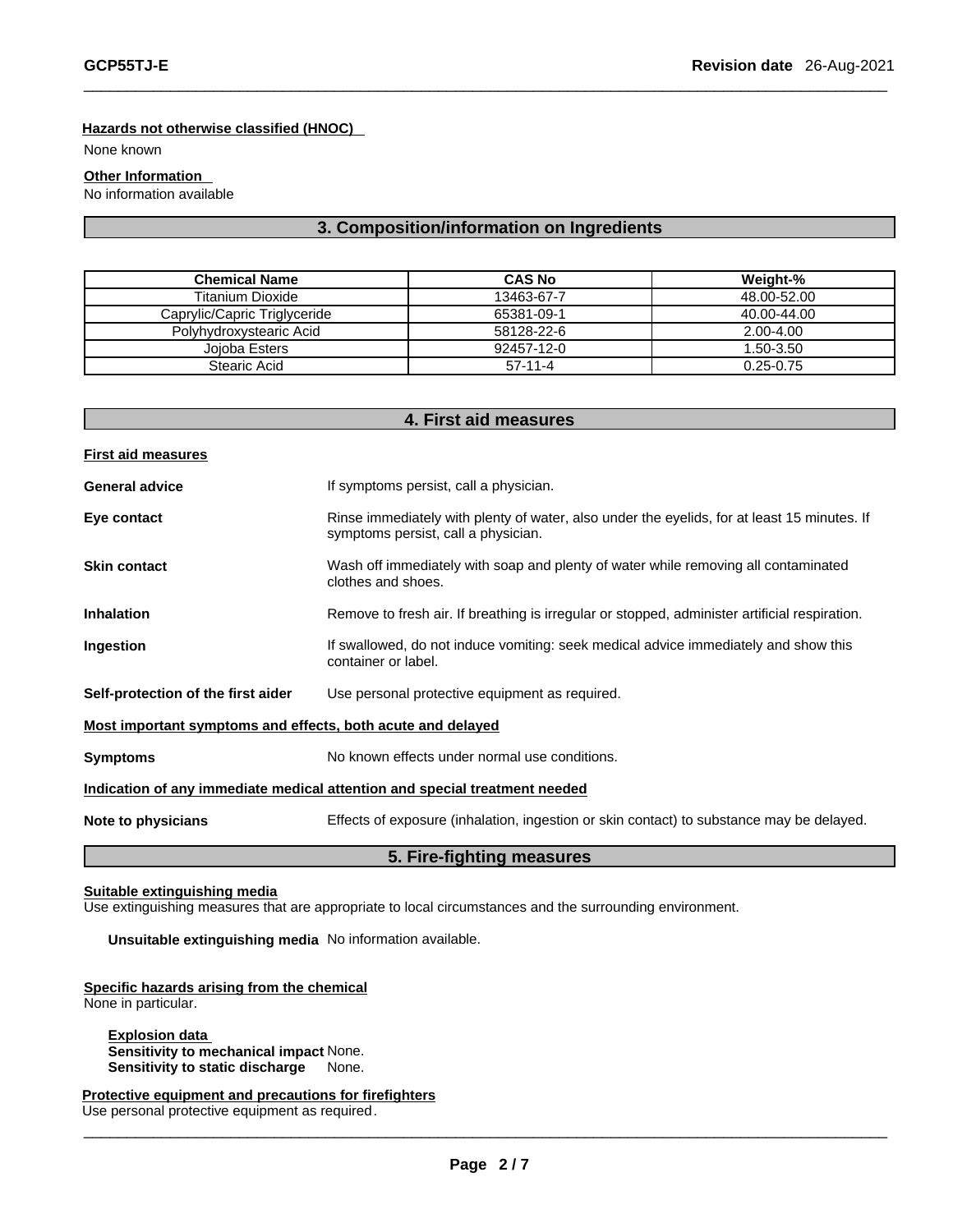**Hazards not otherwise classified (HNOC)**

None known

**Other Information**

No information available

## 3. Composition/information on Ingredients

| Chemical Name | CAS No | Weight-% |
|---|---|---|
| Titanium Dioxide | 13463-67-7 | 48.00-52.00 |
| Caprylic/Capric Triglyceride | 65381-09-1 | 40.00-44.00 |
| Polyhydroxystearic Acid | 58128-22-6 | 2.00-4.00 |
| Jojoba Esters | 92457-12-0 | 1.50-3.50 |
| Stearic Acid | 57-11-4 | 0.25-0.75 |

## 4. First aid measures

**First aid measures**

**General advice** If symptoms persist, call a physician.

**Eye contact** Rinse immediately with plenty of water, also under the eyelids, for at least 15 minutes. If symptoms persist, call a physician.

**Skin contact** Wash off immediately with soap and plenty of water while removing all contaminated clothes and shoes.

**Inhalation** Remove to fresh air. If breathing is irregular or stopped, administer artificial respiration.

**Ingestion** If swallowed, do not induce vomiting: seek medical advice immediately and show this container or label.

**Self-protection of the first aider** Use personal protective equipment as required.

**Most important symptoms and effects, both acute and delayed**

**Symptoms** No known effects under normal use conditions.

**Indication of any immediate medical attention and special treatment needed**

**Note to physicians** Effects of exposure (inhalation, ingestion or skin contact) to substance may be delayed.

## 5. Fire-fighting measures

**Suitable extinguishing media**

Use extinguishing measures that are appropriate to local circumstances and the surrounding environment.

**Unsuitable extinguishing media** No information available.

**Specific hazards arising from the chemical**

None in particular.

**Explosion data**

**Sensitivity to mechanical impact** None.

**Sensitivity to static discharge** None.

**Protective equipment and precautions for firefighters**

Use personal protective equipment as required.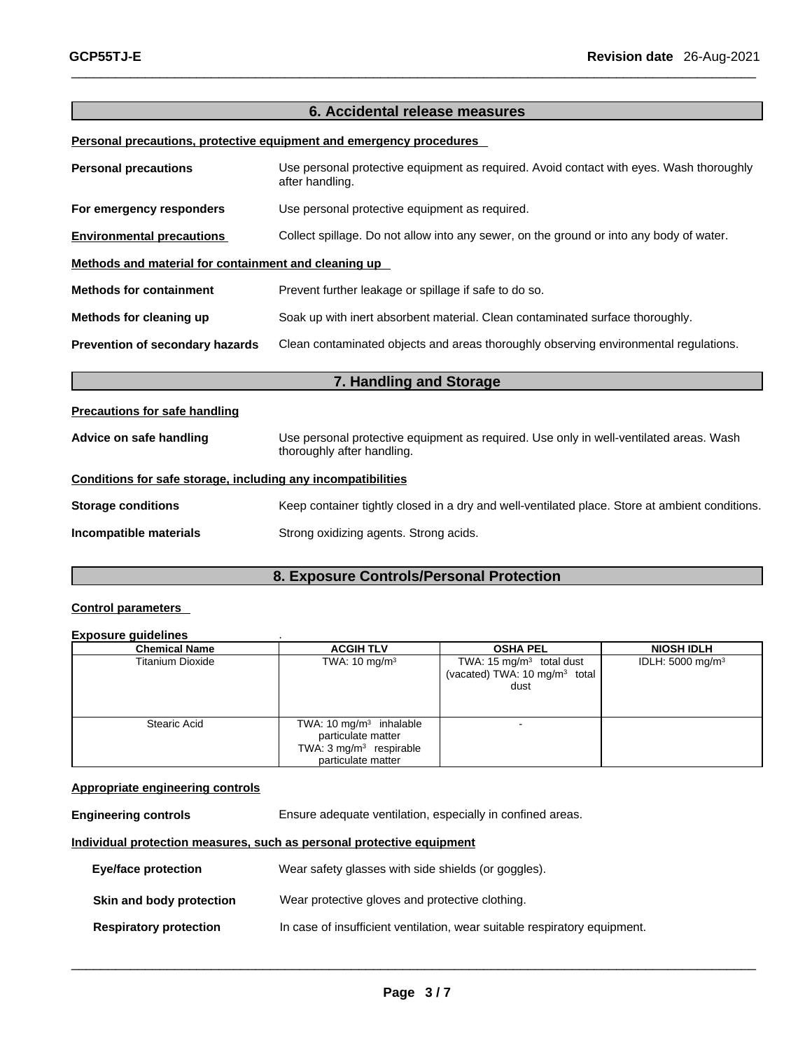## 6. Accidental release measures

**Personal precautions, protective equipment and emergency procedures**

**Personal precautions** Use personal protective equipment as required. Avoid contact with eyes. Wash thoroughly after handling.

**For emergency responders** Use personal protective equipment as required.

**Environmental precautions** Collect spillage. Do not allow into any sewer, on the ground or into any body of water.

**Methods and material for containment and cleaning up**

**Methods for containment** Prevent further leakage or spillage if safe to do so.

**Methods for cleaning up** Soak up with inert absorbent material. Clean contaminated surface thoroughly.

**Prevention of secondary hazards** Clean contaminated objects and areas thoroughly observing environmental regulations.

## 7. Handling and Storage

**Precautions for safe handling**

**Advice on safe handling** Use personal protective equipment as required. Use only in well-ventilated areas. Wash thoroughly after handling.

**Conditions for safe storage, including any incompatibilities**

**Storage conditions** Keep container tightly closed in a dry and well-ventilated place. Store at ambient conditions.

**Incompatible materials** Strong oxidizing agents. Strong acids.

## 8. Exposure Controls/Personal Protection

**Control parameters**

**Exposure guidelines** .

| Chemical Name | ACGIH TLV | OSHA PEL | NIOSH IDLH |
|---|---|---|---|
| Titanium Dioxide | TWA: 10 mg/m³ | TWA: 15 mg/m³ total dust (vacated) TWA: 10 mg/m³ total dust | IDLH: 5000 mg/m³ |
| Stearic Acid | TWA: 10 mg/m³ inhalable particulate matter TWA: 3 mg/m³ respirable particulate matter | - | |

**Appropriate engineering controls**

**Engineering controls** Ensure adequate ventilation, especially in confined areas.

**Individual protection measures, such as personal protective equipment**

**Eye/face protection** Wear safety glasses with side shields (or goggles).

**Skin and body protection** Wear protective gloves and protective clothing.

**Respiratory protection** In case of insufficient ventilation, wear suitable respiratory equipment.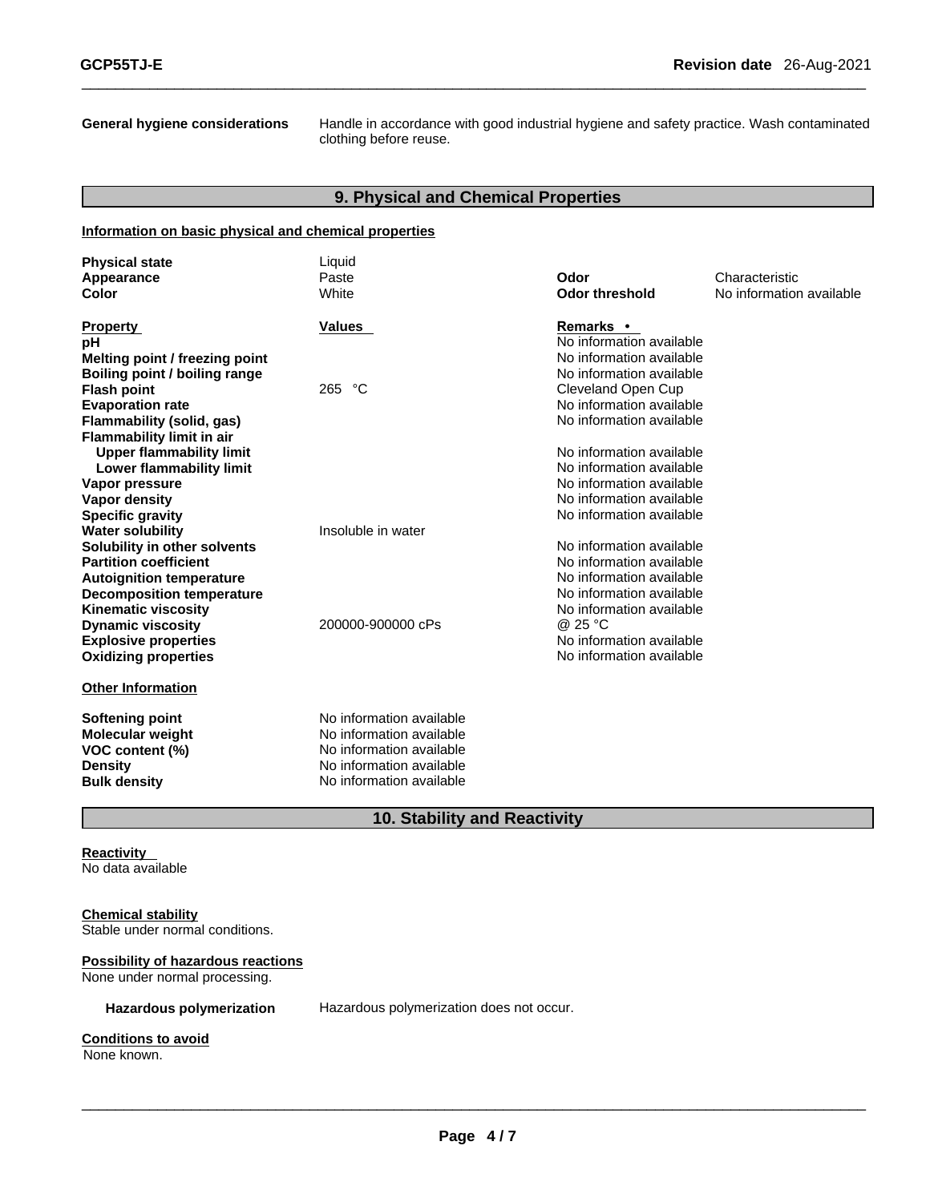**General hygiene considerations** Handle in accordance with good industrial hygiene and safety practice. Wash contaminated clothing before reuse.

## 9. Physical and Chemical Properties

### Information on basic physical and chemical properties

| | | | |
|---|---|---|---|
| **Physical state** | Liquid | | |
| **Appearance** | Paste | **Odor** | Characteristic |
| **Color** | White | **Odor threshold** | No information available |

| Property | Values | Remarks • |
|---|---|---|
| **pH** | | No information available |
| **Melting point / freezing point** | | No information available |
| **Boiling point / boiling range** | | No information available |
| **Flash point** | 265 °C | Cleveland Open Cup |
| **Evaporation rate** | | No information available |
| **Flammability (solid, gas)** | | No information available |
| **Flammability limit in air** | | |
| **Upper flammability limit** | | No information available |
| **Lower flammability limit** | | No information available |
| **Vapor pressure** | | No information available |
| **Vapor density** | | No information available |
| **Specific gravity** | | No information available |
| **Water solubility** | Insoluble in water | |
| **Solubility in other solvents** | | No information available |
| **Partition coefficient** | | No information available |
| **Autoignition temperature** | | No information available |
| **Decomposition temperature** | | No information available |
| **Kinematic viscosity** | | No information available |
| **Dynamic viscosity** | 200000-900000 cPs | @ 25 °C |
| **Explosive properties** | | No information available |
| **Oxidizing properties** | | No information available |

### Other Information

| | |
|---|---|
| **Softening point** | No information available |
| **Molecular weight** | No information available |
| **VOC content (%)** | No information available |
| **Density** | No information available |
| **Bulk density** | No information available |

## 10. Stability and Reactivity

**Reactivity**
No data available

**Chemical stability**
Stable under normal conditions.

**Possibility of hazardous reactions**
None under normal processing.

**Hazardous polymerization** Hazardous polymerization does not occur.

**Conditions to avoid**
None known.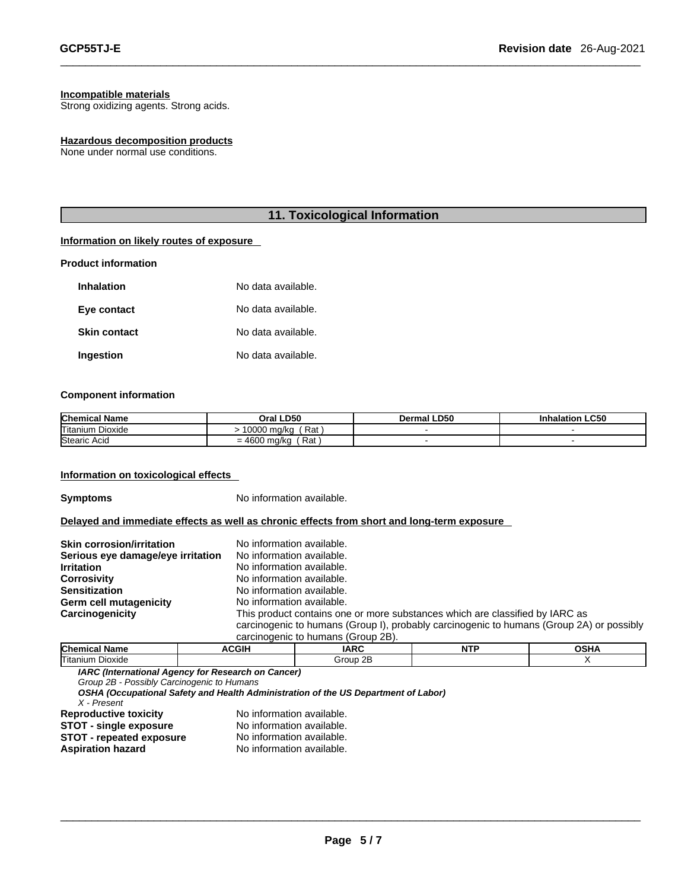**Incompatible materials**
Strong oxidizing agents. Strong acids.

**Hazardous decomposition products**
None under normal use conditions.

## 11. Toxicological Information

**Information on likely routes of exposure**

**Product information**

| | |
|---|---|
| **Inhalation** | No data available. |
| **Eye contact** | No data available. |
| **Skin contact** | No data available. |
| **Ingestion** | No data available. |

**Component information**

| Chemical Name | Oral LD50 | Dermal LD50 | Inhalation LC50 |
|---|---|---|---|
| Titanium Dioxide | > 10000 mg/kg ( Rat ) | - | - |
| Stearic Acid | = 4600 mg/kg ( Rat ) | - | - |

**Information on toxicological effects**

**Symptoms** No information available.

**Delayed and immediate effects as well as chronic effects from short and long-term exposure**

| | |
|---|---|
| **Skin corrosion/irritation** | No information available. |
| **Serious eye damage/eye irritation** | No information available. |
| **Irritation** | No information available. |
| **Corrosivity** | No information available. |
| **Sensitization** | No information available. |
| **Germ cell mutagenicity** | No information available. |
| **Carcinogenicity** | This product contains one or more substances which are classified by IARC as carcinogenic to humans (Group I), probably carcinogenic to humans (Group 2A) or possibly carcinogenic to humans (Group 2B). |

| Chemical Name | ACGIH | IARC | NTP | OSHA |
|---|---|---|---|---|
| Titanium Dioxide | | Group 2B | | X |

***IARC (International Agency for Research on Cancer)***
*Group 2B - Possibly Carcinogenic to Humans*
***OSHA (Occupational Safety and Health Administration of the US Department of Labor)***
*X - Present*

| | |
|---|---|
| **Reproductive toxicity** | No information available. |
| **STOT - single exposure** | No information available. |
| **STOT - repeated exposure** | No information available. |
| **Aspiration hazard** | No information available. |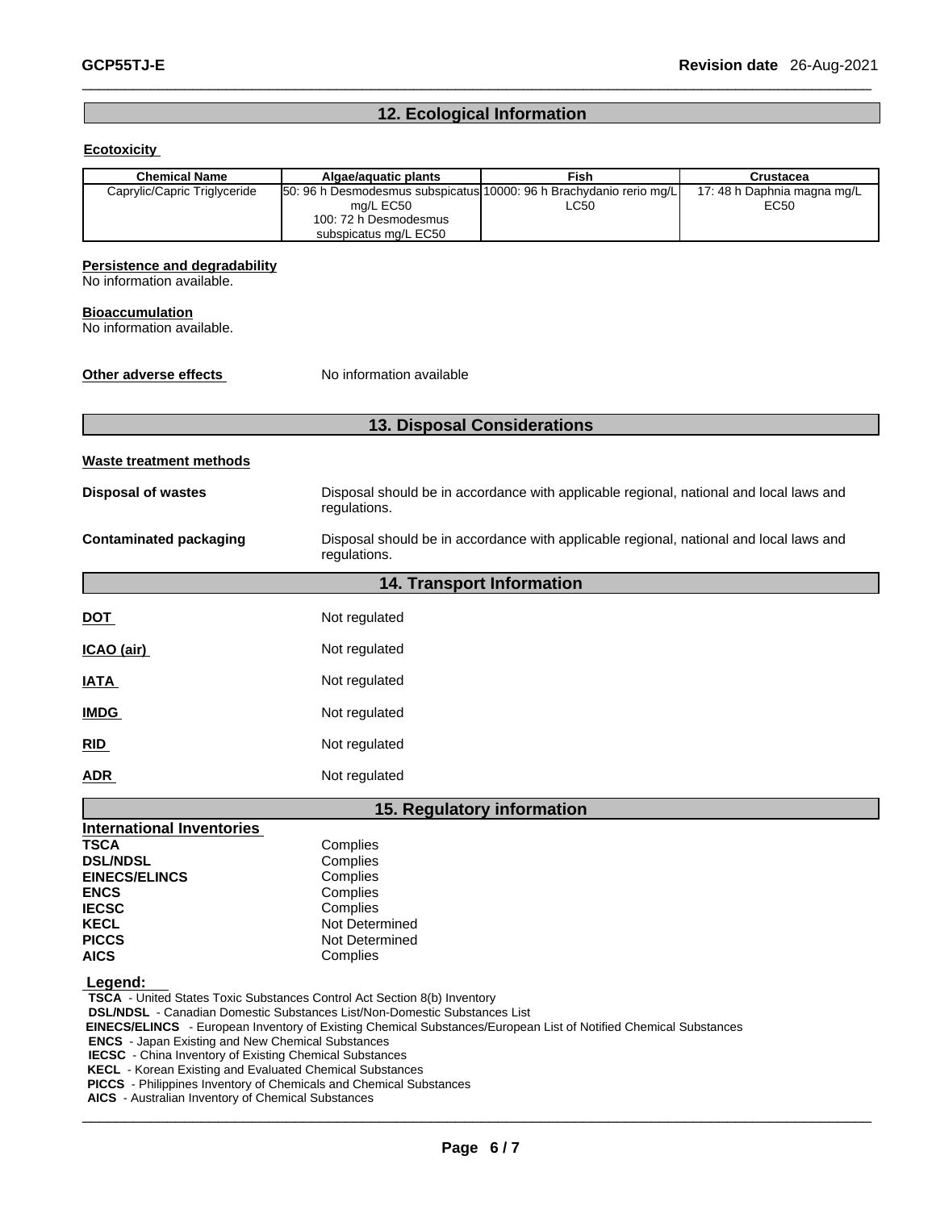## 12. Ecological Information

**Ecotoxicity**

| Chemical Name | Algae/aquatic plants | Fish | Crustacea |
|---|---|---|---|
| Caprylic/Capric Triglyceride | 50: 96 h Desmodesmus subspicatus mg/L EC50<br>100: 72 h Desmodesmus subspicatus mg/L EC50 | 10000: 96 h Brachydanio rerio mg/L LC50 | 17: 48 h Daphnia magna mg/L EC50 |

**Persistence and degradability**
No information available.

**Bioaccumulation**
No information available.

**Other adverse effects** No information available

## 13. Disposal Considerations

**Waste treatment methods**

**Disposal of wastes** Disposal should be in accordance with applicable regional, national and local laws and regulations.

**Contaminated packaging** Disposal should be in accordance with applicable regional, national and local laws and regulations.

## 14. Transport Information

**DOT** Not regulated

**ICAO (air)** Not regulated

**IATA** Not regulated

**IMDG** Not regulated

**RID** Not regulated

**ADR** Not regulated

## 15. Regulatory information

**International Inventories**

| | |
|---|---|
| **TSCA** | Complies |
| **DSL/NDSL** | Complies |
| **EINECS/ELINCS** | Complies |
| **ENCS** | Complies |
| **IECSC** | Complies |
| **KECL** | Not Determined |
| **PICCS** | Not Determined |
| **AICS** | Complies |

**Legend:**
**TSCA** - United States Toxic Substances Control Act Section 8(b) Inventory
**DSL/NDSL** - Canadian Domestic Substances List/Non-Domestic Substances List
**EINECS/ELINCS** - European Inventory of Existing Chemical Substances/European List of Notified Chemical Substances
**ENCS** - Japan Existing and New Chemical Substances
**IECSC** - China Inventory of Existing Chemical Substances
**KECL** - Korean Existing and Evaluated Chemical Substances
**PICCS** - Philippines Inventory of Chemicals and Chemical Substances
**AICS** - Australian Inventory of Chemical Substances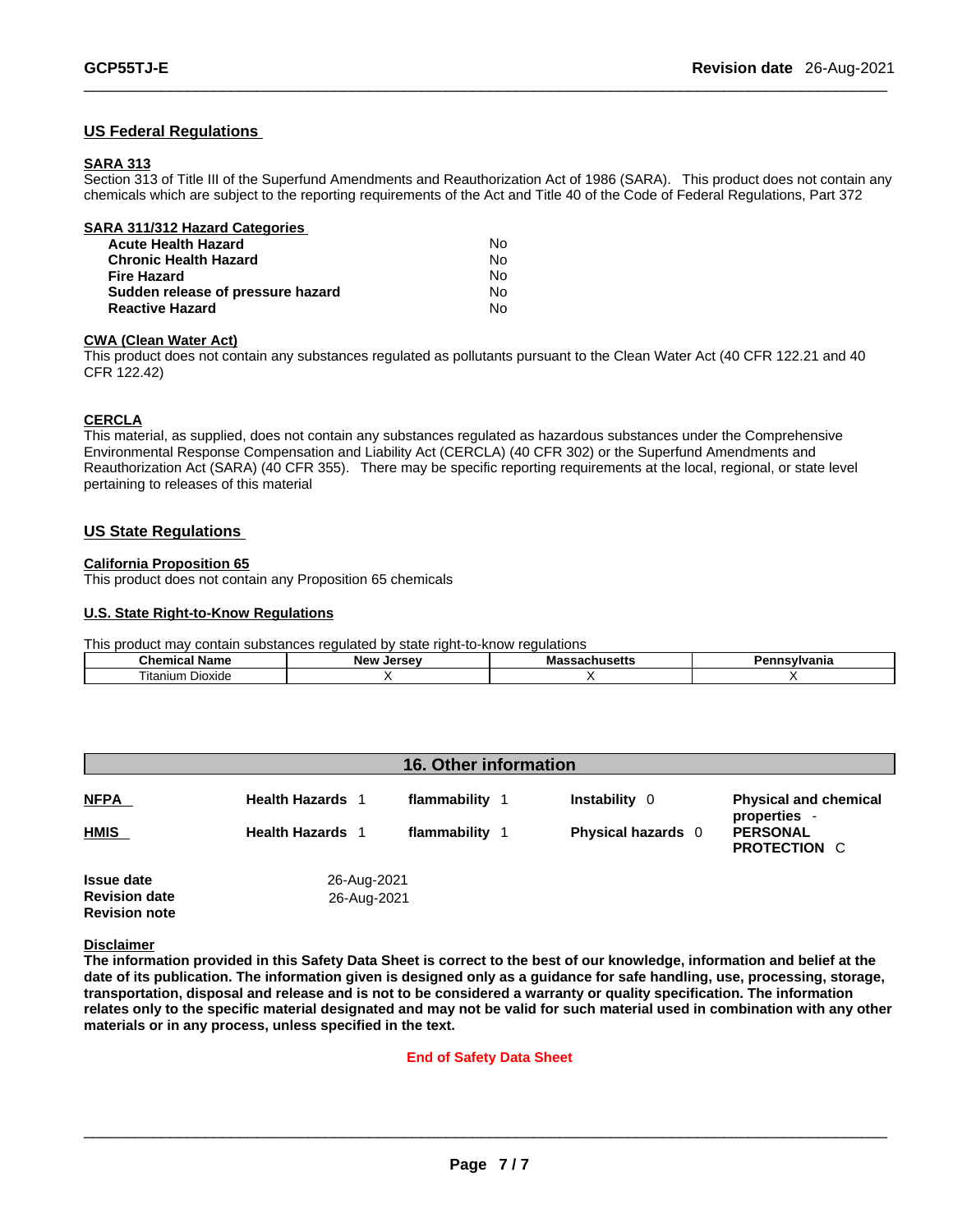## US Federal Regulations

**SARA 313**

Section 313 of Title III of the Superfund Amendments and Reauthorization Act of 1986 (SARA). This product does not contain any chemicals which are subject to the reporting requirements of the Act and Title 40 of the Code of Federal Regulations, Part 372

**SARA 311/312 Hazard Categories**

| | |
|---|---|
| **Acute Health Hazard** | No |
| **Chronic Health Hazard** | No |
| **Fire Hazard** | No |
| **Sudden release of pressure hazard** | No |
| **Reactive Hazard** | No |

**CWA (Clean Water Act)**

This product does not contain any substances regulated as pollutants pursuant to the Clean Water Act (40 CFR 122.21 and 40 CFR 122.42)

**CERCLA**

This material, as supplied, does not contain any substances regulated as hazardous substances under the Comprehensive Environmental Response Compensation and Liability Act (CERCLA) (40 CFR 302) or the Superfund Amendments and Reauthorization Act (SARA) (40 CFR 355). There may be specific reporting requirements at the local, regional, or state level pertaining to releases of this material

## US State Regulations

**California Proposition 65**

This product does not contain any Proposition 65 chemicals

**U.S. State Right-to-Know Regulations**

This product may contain substances regulated by state right-to-know regulations

| Chemical Name | New Jersey | Massachusetts | Pennsylvania |
|---|---|---|---|
| Titanium Dioxide | X | X | X |

# 16. Other information

| | | | | |
|---|---|---|---|---|
| **NFPA** | **Health Hazards** 1 | **flammability** 1 | **Instability** 0 | **Physical and chemical properties** - |
| **HMIS** | **Health Hazards** 1 | **flammability** 1 | **Physical hazards** 0 | **PERSONAL PROTECTION** C |

**Issue date** 26-Aug-2021
**Revision date** 26-Aug-2021
**Revision note**

**Disclaimer**

**The information provided in this Safety Data Sheet is correct to the best of our knowledge, information and belief at the date of its publication. The information given is designed only as a guidance for safe handling, use, processing, storage, transportation, disposal and release and is not to be considered a warranty or quality specification. The information relates only to the specific material designated and may not be valid for such material used in combination with any other materials or in any process, unless specified in the text.**

**End of Safety Data Sheet**